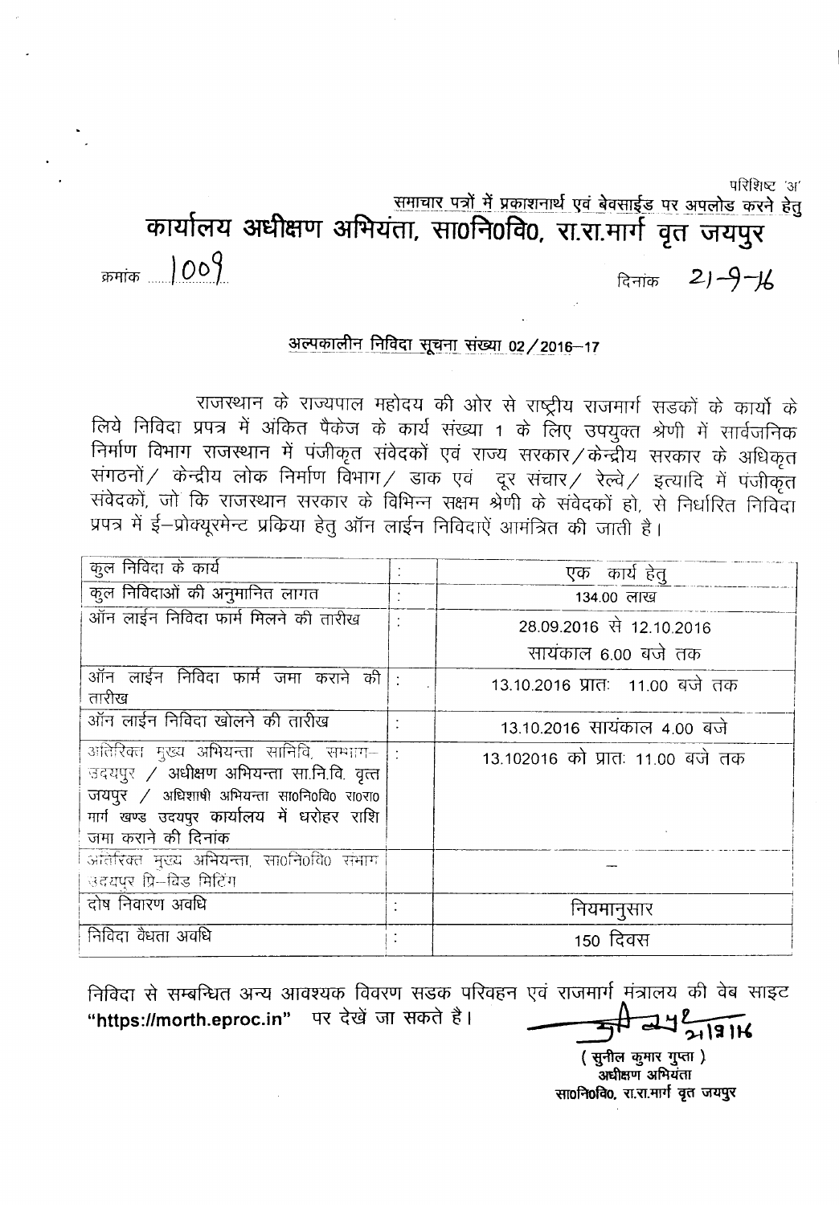परिशिष्ट 'अ'

समाचार पत्रों में प्रकाशनार्थ एवं बेवसाईड पर अपलोड करने हेतु

# कार्यालय अधीक्षण अभियंता, सा0नि0वि0, रा.रा.मार्ग वृत जयपुर

क्रमांक 1009 दिनांक 21-9-16

## अल्पकालीन निविदा सूचना संख्या 02/2016–17

राजस्थान के राज्यपाल महोदय की ओर से राष्ट्रीय राजमार्ग सडकों के कार्यो के लिये निविदा प्रपत्र में अंकित पैकेज के कार्य संख्या 1 के लिए उपयुक्त श्रेणी में सार्वजनिक निर्माण विभाग राजस्थान में पंजीकृत संवेदकों एवं राज्य सरकार/केन्द्रीय सरकार के अधिकृत संगठनों/ केन्द्रीय लोक निर्माण विभाग/ डाक एवं दूर संचार/ रेल्वे/ इत्यादि में पंजीकृत संवेदकों, जो कि राजस्थान सरकार के विभिन्न सक्षम श्रेणी के संवेदकों हो, से निर्धारित निविदा प्रपत्र में ई–प्रोक्यूरमेन्ट प्रकिया हेतु ऑन लाईन निविदाऐं आमंत्रित की जाती है।

| | | |
|---|---|---|
| कुल निविदा के कार्य | : | एक कार्य हेतु |
| कुल निविदाओं की अनुमानित लागत | : | 134.00 लाख |
| ऑन लाईन निविदा फार्म मिलने की तारीख | : | 28.09.2016 से 12.10.2016 सायंकाल 6.00 बजे तक |
| ऑन लाईन निविदा फार्म जमा कराने की तारीख | : | 13.10.2016 प्रातः 11.00 बजे तक |
| ऑन लाईन निविदा खोलने की तारीख | : | 13.10.2016 सायंकाल 4.00 बजे |
| अतिरिक्त मुख्य अभियन्ता सानिवि, सम्भाग–उदयपुर / अधीक्षण अभियन्ता सा.नि.वि. वृत्त जयपुर / अधिशाषी अभियन्ता सा0नि0वि0 रा0रा0 मार्ग खण्ड उदयपुर कार्यालय में धरोहर राशि जमा कराने की दिनांक | : | 13.102016 को प्रातः 11.00 बजे तक |
| अतिरिक्त मुख्य अभियन्ता, सा0नि0वि0 संभाग उदयपुर प्रि–बिड मिटिंग | | — |
| दोष निवारण अवधि | : | नियमानुसार |
| निविदा वैधता अवधि | : | 150 दिवस |

निविदा से सम्बन्धित अन्य आवश्यक विवरण सडक परिवहन एवं राजमार्ग मंत्रालय की वेब साइट **"https://morth.eproc.in"** पर देखें जा सकते है।

21/9/16

( सुनील कुमार गुप्ता )
अधीक्षण अभियंता
सा0नि0वि0, रा.रा.मार्ग वृत जयपुर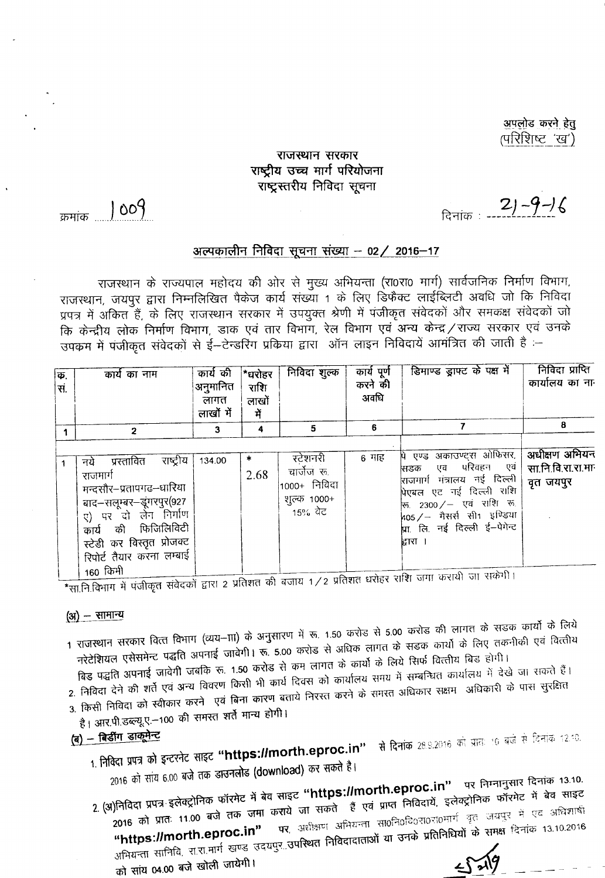अपलोड करने हेतु
(परिशिष्ट 'ख')

# राजस्थान सरकार
## राष्ट्रीय उच्च मार्ग परियोजना
### राष्ट्रस्तरीय निविदा सूचना

क्रमांक 1009 दिनांक : 21-9-16

## अल्पकालीन निविदा सूचना संख्या – 02 / 2016–17

राजस्थान के राज्यपाल महोदय की ओर से मुख्य अभियन्ता (रा0रा0 मार्ग) सार्वजनिक निर्माण विभाग, राजस्थान, जयपुर द्वारा निम्नलिखित पैकेज कार्य संख्या 1 के लिए डिफैक्ट लाईब्लिटी अवधि जो कि निविदा प्रपत्र में अंकित हैं, के लिए राजस्थान सरकार में उपयुक्त श्रेणी में पंजीकृत संवेदकों और समकक्ष संवेदकों जो कि केन्द्रीय लोक निर्माण विभाग, डाक एवं तार विभाग, रेल विभाग एवं अन्य केन्द्र / राज्य सरकार एवं उनके उपक्रम में पंजीकृत संवेदकों से ई–टेन्डरिंग प्रकिया द्वारा ऑन लाइन निविदायें आमंत्रित की जाती है :–

| क्र. सं. | कार्य का नाम | कार्य की अनुमानित लागत लाखों में | *धरोहर राशि लाखों में | निविदा शुल्क | कार्य पूर्ण करने की अवधि | डिमाण्ड ड्राफ्ट के पक्ष में | निविदा प्राप्ति कार्यालय का नाम |
|---|---|---|---|---|---|---|---|
| 1 | 2 | 3 | 4 | 5 | 6 | 7 | 8 |
| 1 | नये प्रस्तावित राष्ट्रीय राजमार्ग मन्दसौर–प्रतापगढ–धारिया बाद–सलूम्बर–डूंगरपुर(927 ए) पर दो लेन निर्माण कार्य की फिजिलिविटी स्टेडी कर विस्तृत प्रोजक्ट रिपोर्ट तैयार करना लम्बाई 160 किमी | 134.00 | * 2.68 | स्टेशनरी चार्जेज रू. 1000+ निविदा शुल्क 1000+ 15% वेट | 6 माह | पे एण्ड अकाउण्ट्स ओफिसर, सडक एवं परिवहन एवं राजमार्ग मंत्रालय नई दिल्ली पेएबल एट नई दिल्ली राशि रू. 2300/– एवं राशि रू. 405/– मैसर्स सी1 इण्डिया प्रा. लि. नई दिल्ली ई–पेमेन्ट द्वारा। | अधीक्षण अभियन्ता सा.नि.वि.रा.रा.मार्ग वृत जयपुर |

*सा.नि.विभाग में पंजीकृत संवेदकों द्वारा 2 प्रतिशत की बजाय 1/2 प्रतिशत धरोहर राशि जमा करायी जा सकेगी।

### (अ) – सामान्य

1. राजस्थान सरकार वित्त विभाग (व्यय–III) के अनुसरण में रू. 1.50 करोड से 5.00 करोड की लागत के सडक कार्यो के लिये नरेटेशियल एसेसमेन्ट पद्धति अपनाई जावेगी। रू. 5.00 करोड से अधिक लागत के सडक कार्यो के लिए तकनीकी एवं वित्तीय बिड पद्धति अपनाई जावेगी जबकि रू. 1.50 करोड से कम लागत के कार्यो के लिये सिर्फ वित्तीय बिड होगी।
2. निविदा देने की शर्ते एवं अन्य विवरण किसी भी कार्य दिवस को कार्यालय समय में सम्बन्धित कार्यालय में देखे जा सकते हैं।
3. किसी निविदा को स्वीकार करने एवं बिना कारण बताये निरस्त करने के समस्त अधिकार सक्षम अधिकारी के पास सुरक्षित है। आर.पी.डब्ल्यू.ए.–100 की समस्त शर्ते मान्य होगी।

### (ब) – बिडींग डाकूमेन्ट

1. निविदा प्रपत्र को इन्टरनेट साइट **"https://morth.eproc.in"** से दिनांक 28.9.2016 को प्रातः 10 बजे से दिनांक 12.10.2016 को सांय 6.00 बजे तक डाउनलोड (download) कर सकते है।
2. (अ)निविदा प्रपत्र इलेक्ट्रोनिक फॉरमेट में बेव साइट **"https://morth.eproc.in"** पर निम्नानुसार दिनांक 13.10.2016 को प्रातः 11.00 बजे तक जमा कराये जा सकते हैं एवं प्राप्त निविदायें, इलेक्ट्रोनिक फॉरमेट में बेव साइट **"https://morth.eproc.in"** पर, अधीक्षण अभियन्ता सा0नि0वि0रा0रा0मार्ग वृत जयपुर में एवं अधिशाषी अभियन्ता सानिवि. रा.रा.मार्ग खण्ड उदयपुर उपस्थित निविदादाताओं या उनके प्रतिनिधियों के समक्ष दिनांक 13.10.2016 को सांय 04.00 बजे खोली जायेगी।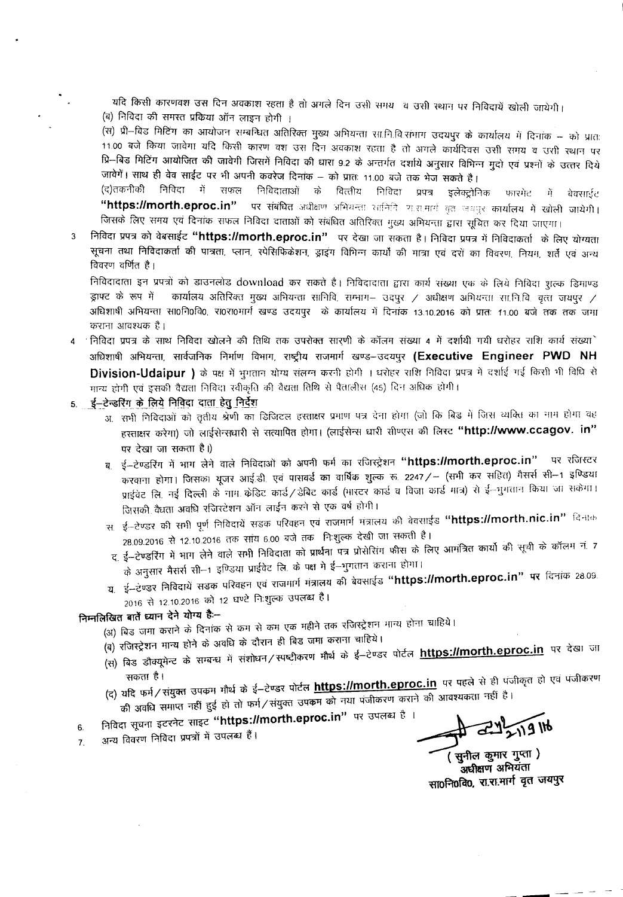यदि किसी कारणवश उस दिन अवकाश रहता है तो अगले दिन उसी समय व उसी स्थान पर निविदायें खोली जायेगी।

(ब) निविदा की समस्त प्रकिया ऑन लाइन होगी ।

(स) प्री–बिड मिटिंग का आयोजन सम्बन्धित अतिरिक्त मुख्य अभियन्ता सा.नि.वि.संभाग उदयपुर के कार्यालय में दिनांक – को प्रातः 11.00 बजे किया जावेगा यदि किसी कारण वश उस दिन अवकाश रहता है तो अगले कार्यदिवस उसी समय व उसी स्थान पर प्रि–बिड मिटिंग आयोजित की जावेगी जिसमें निविदा की धारा 9.2 के अन्तर्गत दर्शाये अनुसार विभिन्न मुदो एवं प्रश्नों के उत्तर दिये जावेगें। साथ ही वेब साईट पर भी अपनी कवरेज दिनांक – को प्रातः 11.00 बजे तक भेज सकते है।

(द)तकनीकी निविदा में सफल निविदाताओं के वित्तीय निविदा प्रपत्र इलेक्ट्रोनिक फारमेट में वेबसाईट **"https://morth.eproc.in"** पर संबंधित अधीक्षण अभियन्ता सा.नि.वि. रा.रा.मार्ग वृत्त जयपुर कार्यालय में खोली जायेगी। जिसके लिए समय एवं दिनांक सफल निविदा दाताओं को संबंधित अतिरिक्त मुख्य अभियन्ता द्वारा सूचित कर दिया जाएगा।

3. निविदा प्रपत्र को वेबसाईट **"https://morth.eproc.in"** पर देखा जा सकता है। निविदा प्रपत्र में निविदाकर्ता के लिए योग्यता सूचना तथा निविदाकर्ता की पात्रता, प्लान, स्पेसिफिकेशन, ड्राइंग विभिन्न कार्यो की मात्रा एवं दरों का विवरण, नियम, शर्ते एवं अन्य विवरण वर्णित है।

निविदादाता इन प्रपत्रो को डाउनलोड download कर सकते है। निविदादाता द्वारा कार्य संख्या एक के लिये निविदा शुल्क डिमाण्ड ड्राफ्ट के रूप में कार्यालय अतिरिक्त मुख्य अभियन्ता सानिवि. सम्भाग– उदपुर / अधीक्षण अभियन्ता सा.नि.वि. वृत्त जयपुर / अधिशाषी अभियन्ता सा0नि0वि0, रा0रा0मार्ग खण्ड उदयपुर के कार्यालय में दिनांक 13.10.2016 को प्रातः 11.00 बजे तक तक जमा कराना आवश्यक है।

4. निविदा प्रपत्र के साथ निविदा खोलने के की तिथि तक उपरोक्त सारणी के कॉलम संख्या 4 में दर्शायी गयी धरोहर राशि कार्य संख्या अधिशाषी अभियन्ता, सार्वजनिक निर्माण विभाग, राष्ट्रीय राजमार्ग खण्ड–उदयपुर (**Executive Engineer PWD NH Division-Udaipur** ) के पक्ष में भुगतान योग्य संलग्न करनी होगी । धरोहर राशि निविदा प्रपत्र में दर्शाई गई किसी भी विधि से मान्य होगी एवं इसकी वैद्यता निविदा स्वीकृति की वैद्यता तिथि से पैतालीस (45) दिन अधिक होगी।

5. **ई–टेन्डरिंग के लिये निविदा दाता हेतु निर्देश**

अ. सभी निविदाओं को तृतीय श्रेणी का डिजिटल हस्ताक्षर प्रमाण पत्र देना होगा (जो कि बिड में जिस व्यक्ति का नाम होगा वह हस्ताक्षर करेगा) जो लाईसेन्सधारी से सत्यापित होगा। (लाईसेन्स धारी सीएएस की लिस्ट **"http://www.ccagov. in"** पर देखा जा सकता है।)

ब. ई–टेण्डरिंग में भाग लेने वाले निविदाओं को अपनी फर्म का रजिस्ट्रेशन **"https://morth.eproc.in"** पर रजिस्टर करवाना होगा। जिसका यूजर आई.डी. एवं पासवर्ड का वार्षिक शुल्क रू. 2247/– (सभी कर सहित) मैसर्स सी–1 इण्डिया प्राईवेट लि. नई दिल्ली के नाम क्रेडिट कार्ड/डेबिट कार्ड (मास्टर कार्ड व विजा कार्ड मात्र) से ई–भुगतान किया जा सकेगा। जिसकी वैधता अवधि रजिस्ट्रेशन ऑन लाईन करने से एक वर्ष होगी।

स. ई–टेण्डर की सभी पूर्ण निविदायें सड़क परिवहन एवं राजमार्ग मंत्रालय की वेबसाईड **"https://morth.nic.in"** दिनांक 28.09.2016 से 12.10.2016 तक सांय 6.00 बजे तक निःशुल्क देखी जा सकती है।

द. ई–टेण्डरिंग में भाग लेने वाले सभी निविदाता को प्रार्थना पत्र प्रोसेसिंग फीस के लिए आमंत्रित कार्यो की सूची के कॉलम नं. 7 के अनुसार मैसर्स सी–1 इण्डिया प्राईवेट लि. के पक्ष मे ई–भुगतान कराना होगा।

य. ई–टेण्डर निविदायें सड़क परिवहन एवं राजमार्ग मंत्रालय की वेबसाईड **"https://morth.eproc.in"** पर दिनांक 28.09.2016 से 12.10.2016 को 12 घण्टे निःशुल्क उपलब्ध है।

**निम्नलिखित बातें ध्यान देने योग्य हैः–**

(अ) बिड जमा कराने के दिनांक से कम से कम एक महीने तक रजिस्ट्रेशन मान्य होना चाहिये।

(ब) रजिस्ट्रेशन मान्य होने के अवधि के दौरान ही बिड जमा कराना चाहिये।

(स) बिड डौक्यूमेन्ट के सम्बन्ध में संशोधन/स्पष्टीकरण मौर्थ के ई–टेण्डर पोर्टल **https://morth.eproc.in** पर देखा जा सकता है।

(द) यदि फर्म/संयुक्त उपक्रम मौर्थ के ई–टेण्डर पोर्टल **https://morth.eproc.in** पर पहले से ही पंजीकृत हो एवं पंजीकरण की अवधि समाप्त नहीं हुई हो तो फर्म/संयुक्त उपकम को नया पंजीकरण कराने की आवश्यकता नहीं है।

6. निविदा सूचना इटरनेट साइट **"https://morth.eproc.in"** पर उपलब्ध है ।
7. अन्य विवरण निविदा प्रपत्रों में उपलब्ध हैं।

27/9/16

**( सुनील कुमार गुप्ता )**
**अधीक्षण अभियंता**
**सा0नि0वि0, रा.रा.मार्ग वृत जयपुर**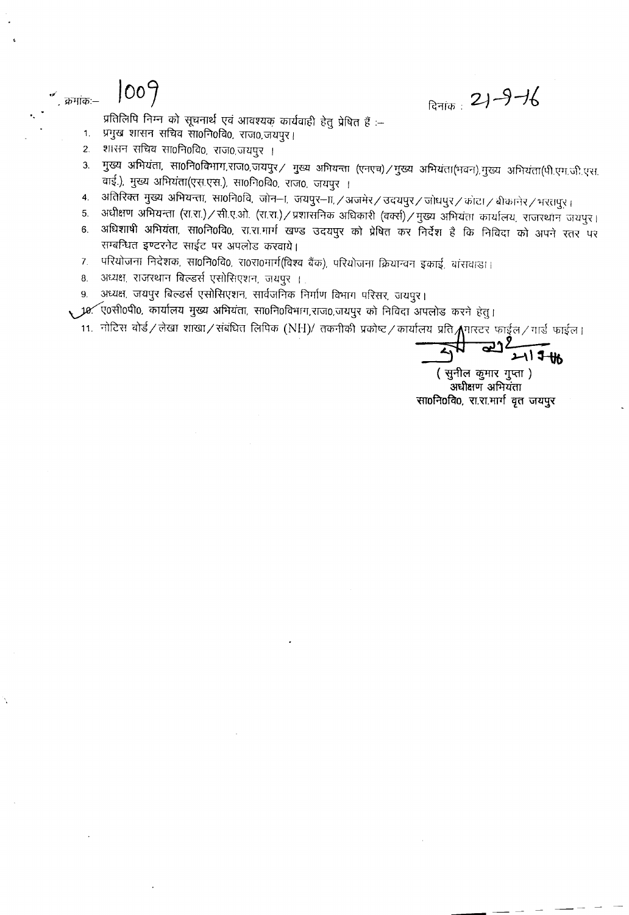क्रमांकः– 1009

दिनांक : 21-9-16

प्रतिलिपि निम्न को सूचनार्थ एवं आवश्यक कार्यवाही हेतु प्रेषित हैं :–

1. प्रमुख शासन सचिव सा0नि0वि0, राज0,जयपुर।
2. शासन सचिव सा0नि0वि0, राज0,जयपुर ।
3. मुख्य अभियंता, सा0नि0विभाग,राज0,जयपुर / मुख्य अभियन्ता (एनएच) / मुख्य अभियंता(भवन),मुख्य अभियंता(पी.एम.जी.एस.वाई.), मुख्य अभियंता(एस.एस.), सा0नि0वि0, राज0, जयपुर ।
4. अतिरिक्त मुख्य अभियन्ता, सा0नि0वि, जोन–I, जयपुर–II, / अजमेर / उदयपुर / जोधपुर / कोटा / बीकानेर / भरतपुर।
5. अधीक्षण अभियन्ता (रा.रा.) / सी.ए.ओ. (रा.रा.) / प्रशासनिक अधिकारी (वर्क्स) / मुख्य अभियंता कार्यालय, राजस्थान जयपुर।
6. अधिशाषी अभियंता, सा0नि0वि0, रा.रा.मार्ग खण्ड उदयपुर को प्रेषित कर निर्देश है कि निविदा को अपने स्तर पर सम्बन्धित इण्टरनेट साईट पर अपलोड करवाये।
7. परियोजना निदेशक, सा0नि0वि0, रा0रा0मार्ग(विश्व बैंक), परियोजना क्रियान्वन इकाई, बांसवाड़ा।
8. अध्यक्ष, राजस्थान बिल्डर्स एसोसिएशन, जयपुर ।
9. अध्यक्ष, जयपुर बिल्डर्स एसोसिएशन, सार्वजनिक निर्माण विभाग परिसर, जयपुर।
10. ए0सी0पी0, कार्यालय मुख्य अभियंता, सा0नि0विभाग,राज0,जयपुर को निविदा अपलोड करने हेतु।
11. नोटिस बोर्ड / लेखा शाखा / संबंधित लिपिक (NH)/ तकनीकी प्रकोष्ट / कार्यालय प्रति / मास्टर फाईल / गार्ड फाईल।

21-9-16

( सुनील कुमार गुप्ता )
अधीक्षण अभियंता
सा0नि0वि0, रा.रा.मार्ग वृत जयपुर